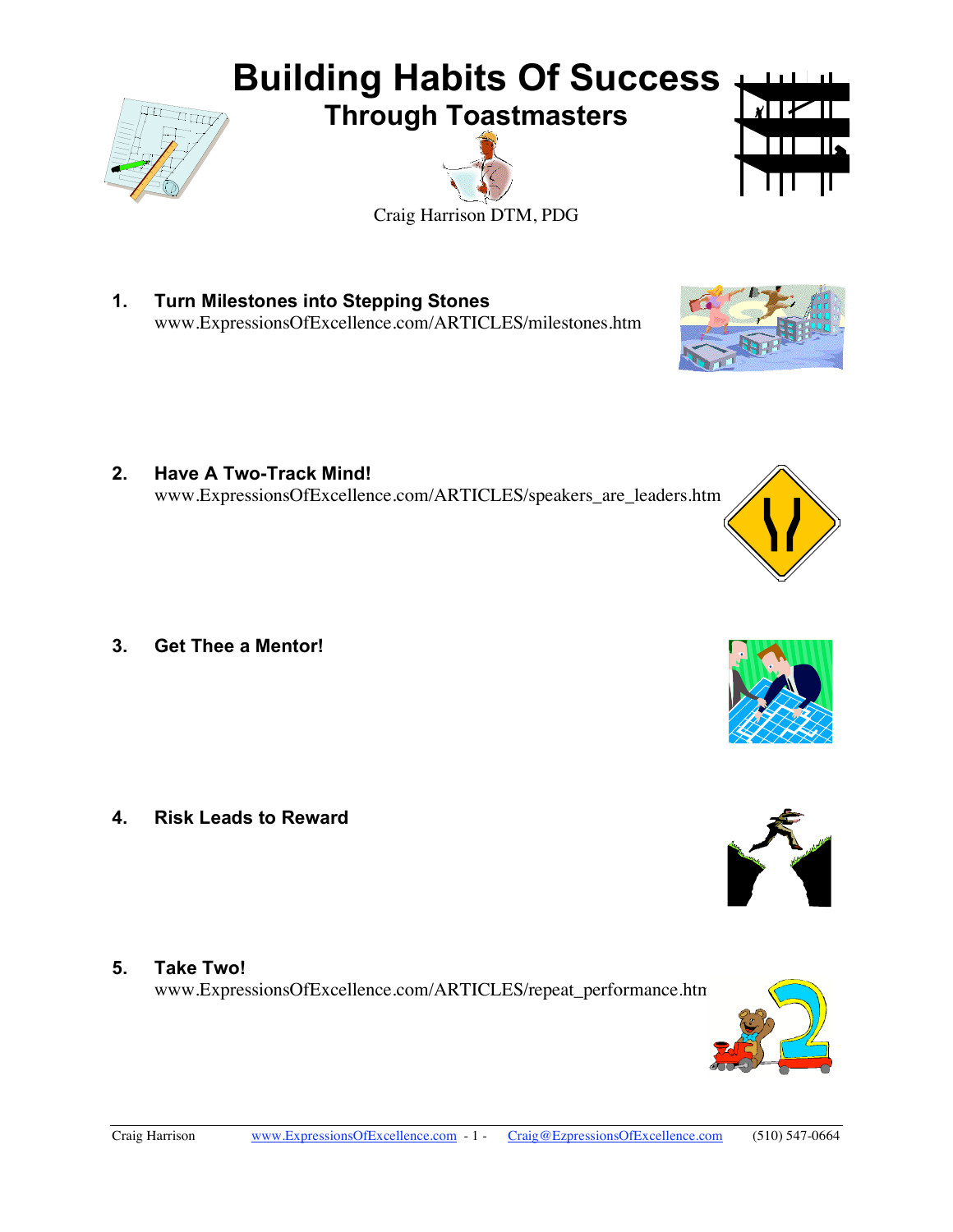# Building Habits Of Success

## Through Toastmasters

Craig Harrison DTM, PDG

1. **Turn Milestones into Stepping Stones**
   www.ExpressionsOfExcellence.com/ARTICLES/milestones.htm

2. **Have A Two-Track Mind!**
   www.ExpressionsOfExcellence.com/ARTICLES/speakers_are_leaders.htm

3. **Get Thee a Mentor!**

4. **Risk Leads to Reward**

5. **Take Two!**
   www.ExpressionsOfExcellence.com/ARTICLES/repeat_performance.htm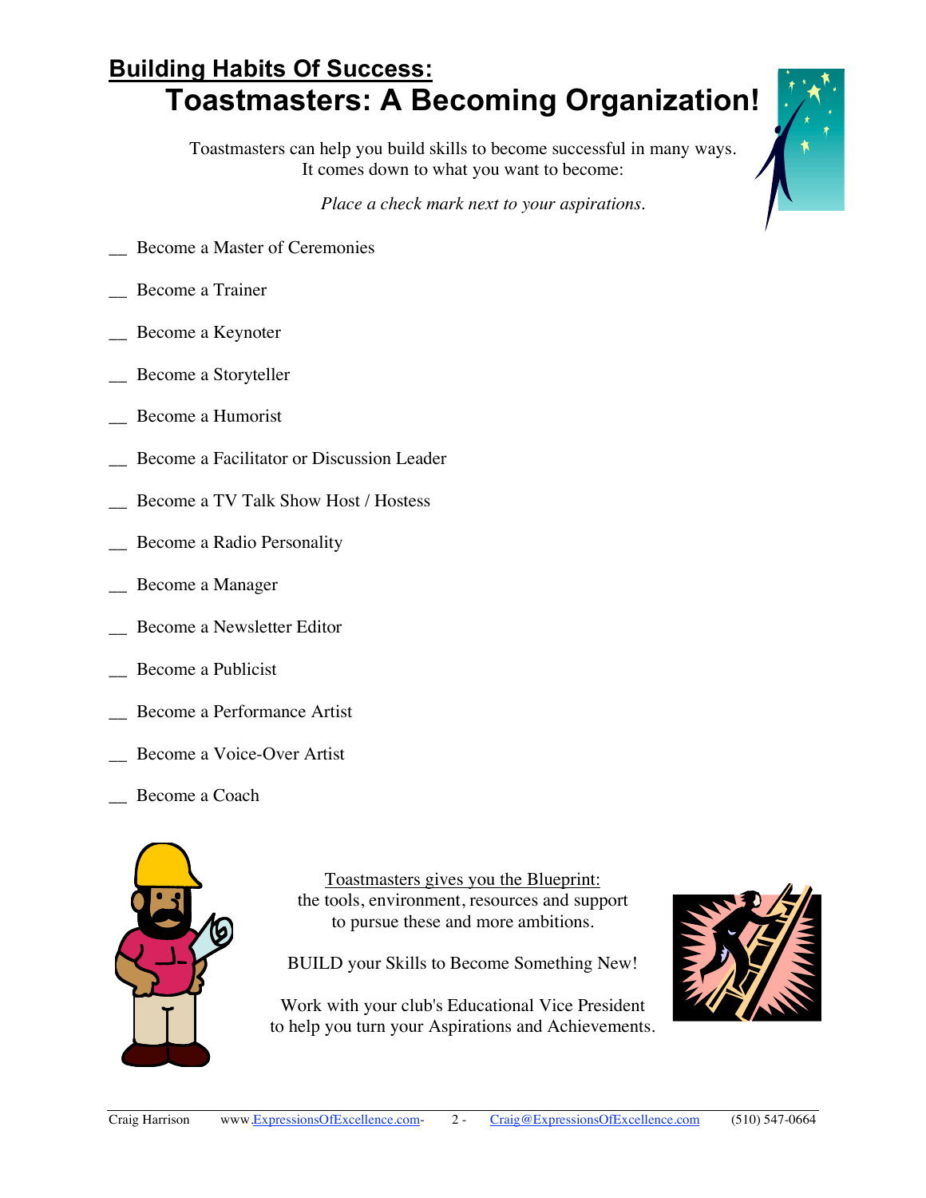## Building Habits Of Success:

# Toastmasters: A Becoming Organization!

Toastmasters can help you build skills to become successful in many ways.
It comes down to what you want to become:

*Place a check mark next to your aspirations.*

__ Become a Master of Ceremonies

__ Become a Trainer

__ Become a Keynoter

__ Become a Storyteller

__ Become a Humorist

__ Become a Facilitator or Discussion Leader

__ Become a TV Talk Show Host / Hostess

__ Become a Radio Personality

__ Become a Manager

__ Become a Newsletter Editor

__ Become a Publicist

__ Become a Performance Artist

__ Become a Voice-Over Artist

__ Become a Coach

Toastmasters gives you the Blueprint:
the tools, environment, resources and support
to pursue these and more ambitions.

BUILD your Skills to Become Something New!

Work with your club's Educational Vice President
to help you turn your Aspirations and Achievements.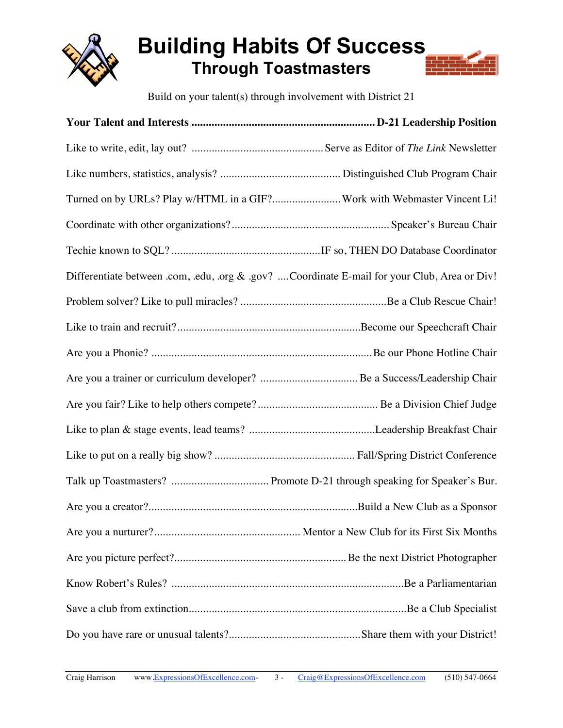# Building Habits Of Success
## Through Toastmasters

Build on your talent(s) through involvement with District 21

| Your Talent and Interests | D-21 Leadership Position |
|---|---|
| Like to write, edit, lay out? | Serve as Editor of *The Link* Newsletter |
| Like numbers, statistics, analysis? | Distinguished Club Program Chair |
| Turned on by URLs? Play w/HTML in a GIF? | Work with Webmaster Vincent Li! |
| Coordinate with other organizations? | Speaker's Bureau Chair |
| Techie known to SQL? | IF so, THEN DO Database Coordinator |
| Differentiate between .com, .edu, .org & .gov? | Coordinate E-mail for your Club, Area or Div! |
| Problem solver? Like to pull miracles? | Be a Club Rescue Chair! |
| Like to train and recruit? | Become our Speechcraft Chair |
| Are you a Phonie? | Be our Phone Hotline Chair |
| Are you a trainer or curriculum developer? | Be a Success/Leadership Chair |
| Are you fair? Like to help others compete? | Be a Division Chief Judge |
| Like to plan & stage events, lead teams? | Leadership Breakfast Chair |
| Like to put on a really big show? | Fall/Spring District Conference |
| Talk up Toastmasters? | Promote D-21 through speaking for Speaker's Bur. |
| Are you a creator? | Build a New Club as a Sponsor |
| Are you a nurturer? | Mentor a New Club for its First Six Months |
| Are you picture perfect? | Be the next District Photographer |
| Know Robert's Rules? | Be a Parliamentarian |
| Save a club from extinction | Be a Club Specialist |
| Do you have rare or unusual talents? | Share them with your District! |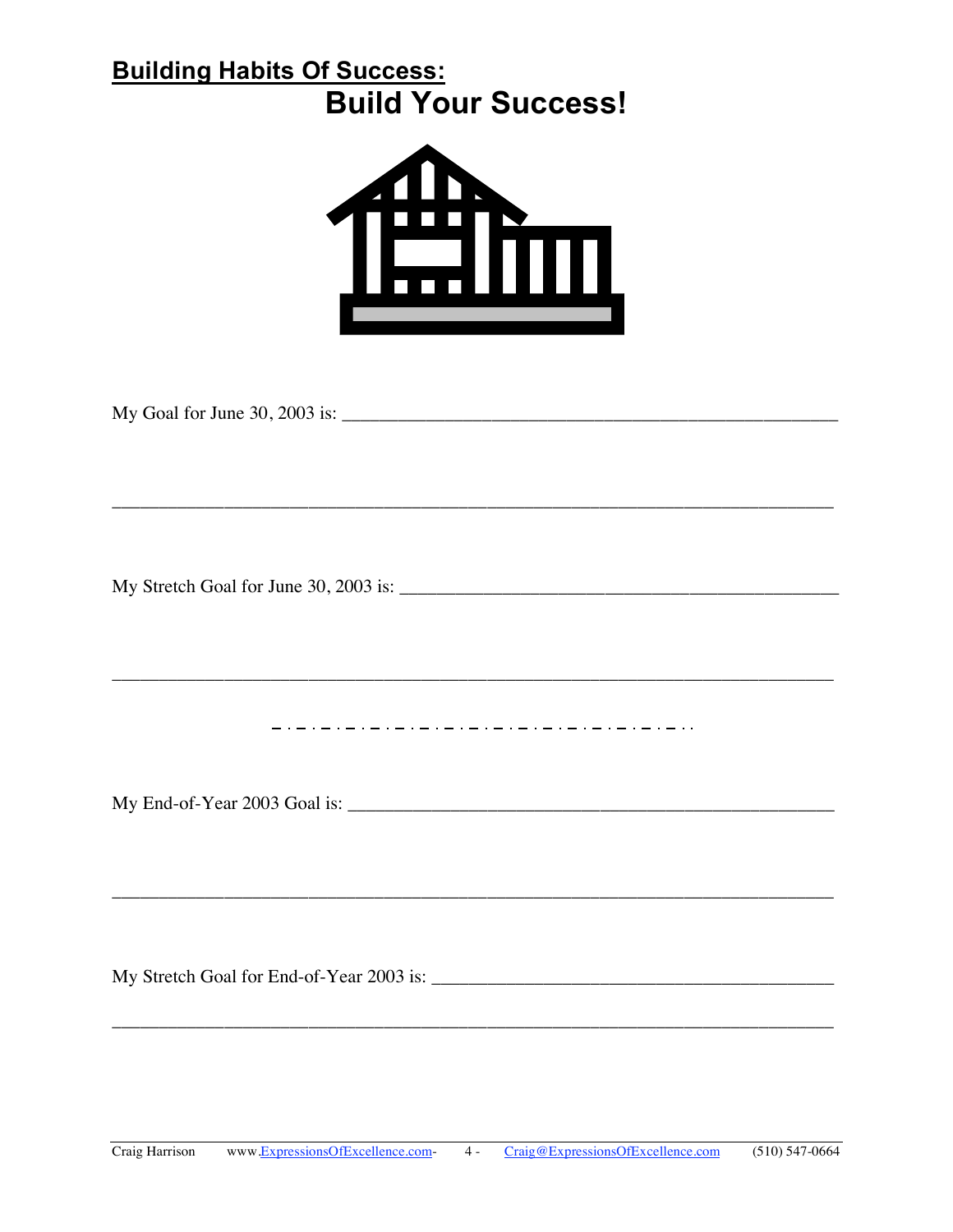## Building Habits Of Success:

# Build Your Success!

My Goal for June 30, 2003 is: ______________________________________________________

______________________________________________________________________________

My Stretch Goal for June 30, 2003 is: _________________________________________________

______________________________________________________________________________

_ . _ . _ . _ . _ . _ . _ . _ . _ . _ . _ . _ . _ . _ . _ . _ . _ . _ . _ . _ . _ . _ . _ . . 

My End-of-Year 2003 Goal is: ______________________________________________________

______________________________________________________________________________

My Stretch Goal for End-of-Year 2003 is: ____________________________________________

______________________________________________________________________________